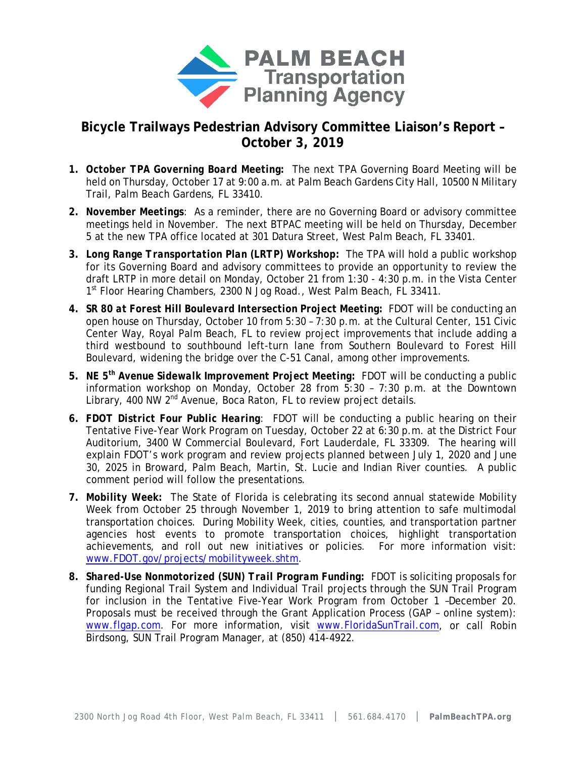# PALM BEACH Transportation Planning Agency

## Bicycle Trailways Pedestrian Advisory Committee Liaison's Report – October 3, 2019

1. ***October TPA Governing Board Meeting:*** The next TPA Governing Board Meeting will be held on Thursday, October 17 at 9:00 a.m. at Palm Beach Gardens City Hall, 10500 N Military Trail, Palm Beach Gardens, FL 33410.

2. **November Meetings**: As a reminder, there are no Governing Board or advisory committee meetings held in November. The next BTPAC meeting will be held on Thursday, December 5 at the new TPA office located at 301 Datura Street, West Palm Beach, FL 33401.

3. ***Long Range Transportation Plan (LRTP) Workshop:*** The TPA will hold a public workshop for its Governing Board and advisory committees to provide an opportunity to review the draft LRTP in more detail on Monday, October 21 from 1:30 - 4:30 p.m. in the Vista Center 1st Floor Hearing Chambers, 2300 N Jog Road., West Palm Beach, FL 33411.

4. ***SR 80 at Forest Hill Boulevard Intersection Project Meeting:*** FDOT will be conducting an open house on Thursday, October 10 from 5:30 – 7:30 p.m. at the Cultural Center, 151 Civic Center Way, Royal Palm Beach, FL to review project improvements that include adding a third westbound to southbound left-turn lane from Southern Boulevard to Forest Hill Boulevard, widening the bridge over the C-51 Canal, among other improvements.

5. ***NE 5th Avenue Sidewalk Improvement Project Meeting:*** FDOT will be conducting a public information workshop on Monday, October 28 from 5:30 – 7:30 p.m. at the Downtown Library, 400 NW 2nd Avenue, Boca Raton, FL to review project details.

6. ***FDOT District Four Public Hearing***: FDOT will be conducting a public hearing on their Tentative Five-Year Work Program on Tuesday, October 22 at 6:30 p.m. at the District Four Auditorium, 3400 W Commercial Boulevard, Fort Lauderdale, FL 33309. The hearing will explain FDOT's work program and review projects planned between July 1, 2020 and June 30, 2025 in Broward, Palm Beach, Martin, St. Lucie and Indian River counties. A public comment period will follow the presentations.

7. **Mobility Week:** The State of Florida is celebrating its second annual statewide Mobility Week from October 25 through November 1, 2019 to bring attention to safe multimodal transportation choices. During Mobility Week, cities, counties, and transportation partner agencies host events to promote transportation choices, highlight transportation achievements, and roll out new initiatives or policies. For more information visit: [www.FDOT.gov/projects/mobilityweek.shtm](http://www.FDOT.gov/projects/mobilityweek.shtm).

8. ***Shared-Use Nonmotorized (SUN) Trail Program Funding:*** FDOT is soliciting proposals for funding Regional Trail System and Individual Trail projects through the SUN Trail Program for inclusion in the Tentative Five-Year Work Program from October 1 –December 20. Proposals must be received through the Grant Application Process (GAP – online system): [www.flgap.com](http://www.flgap.com). For more information, visit [www.FloridaSunTrail.com](http://www.FloridaSunTrail.com), or call Robin Birdsong, SUN Trail Program Manager, at (850) 414-4922.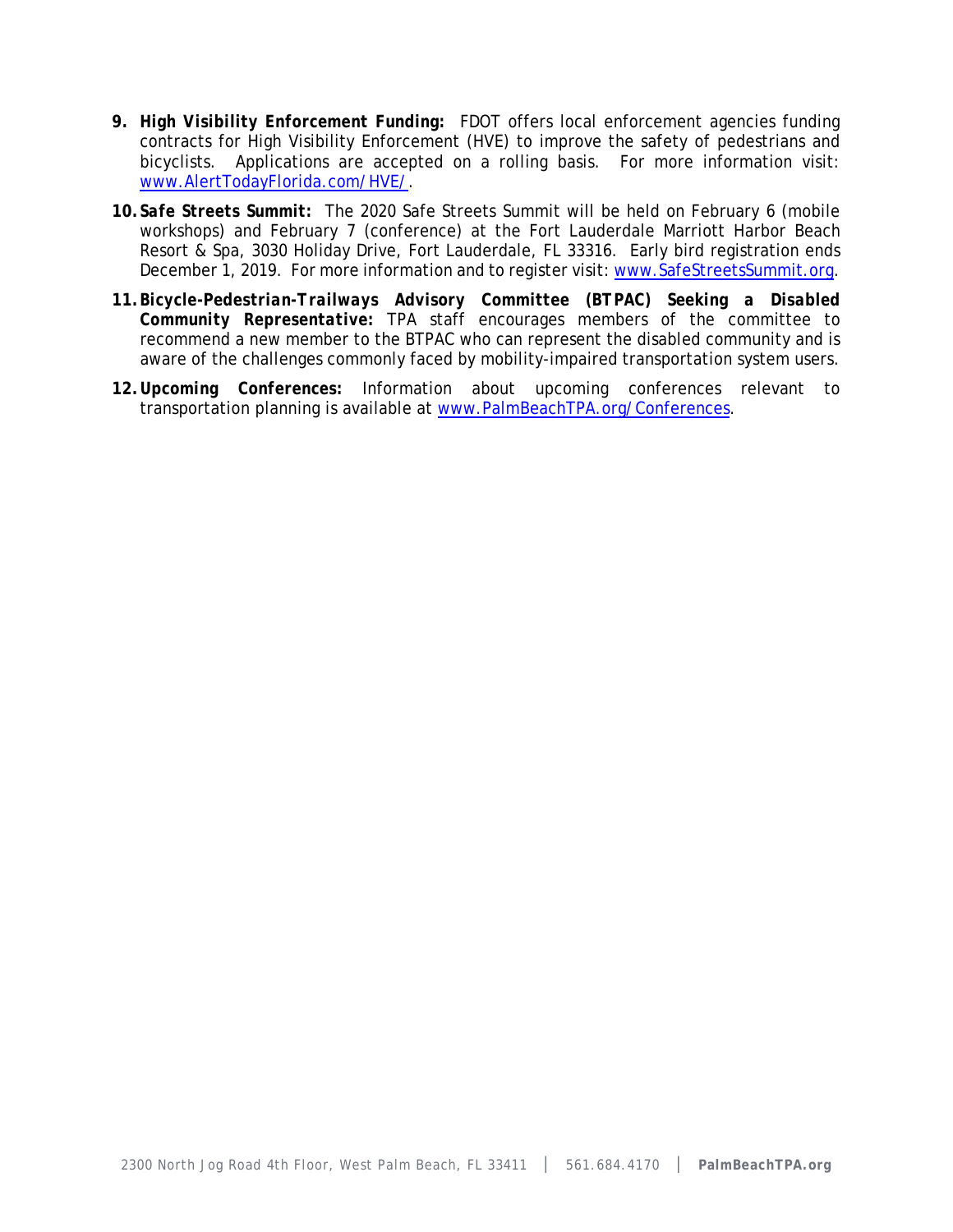9. **High Visibility Enforcement Funding:** FDOT offers local enforcement agencies funding contracts for High Visibility Enforcement (HVE) to improve the safety of pedestrians and bicyclists. Applications are accepted on a rolling basis. For more information visit: www.AlertTodayFlorida.com/HVE/.

10. ***Safe Streets Summit:*** The 2020 Safe Streets Summit will be held on February 6 (mobile workshops) and February 7 (conference) at the Fort Lauderdale Marriott Harbor Beach Resort & Spa, 3030 Holiday Drive, Fort Lauderdale, FL 33316. Early bird registration ends December 1, 2019. For more information and to register visit: www.SafeStreetsSummit.org.

11. ***Bicycle-Pedestrian-Trailways Advisory Committee (BTPAC) Seeking a Disabled Community Representative:*** TPA staff encourages members of the committee to recommend a new member to the BTPAC who can represent the disabled community and is aware of the challenges commonly faced by mobility-impaired transportation system users.

12. **Upcoming Conferences:** Information about upcoming conferences relevant to transportation planning is available at www.PalmBeachTPA.org/Conferences.